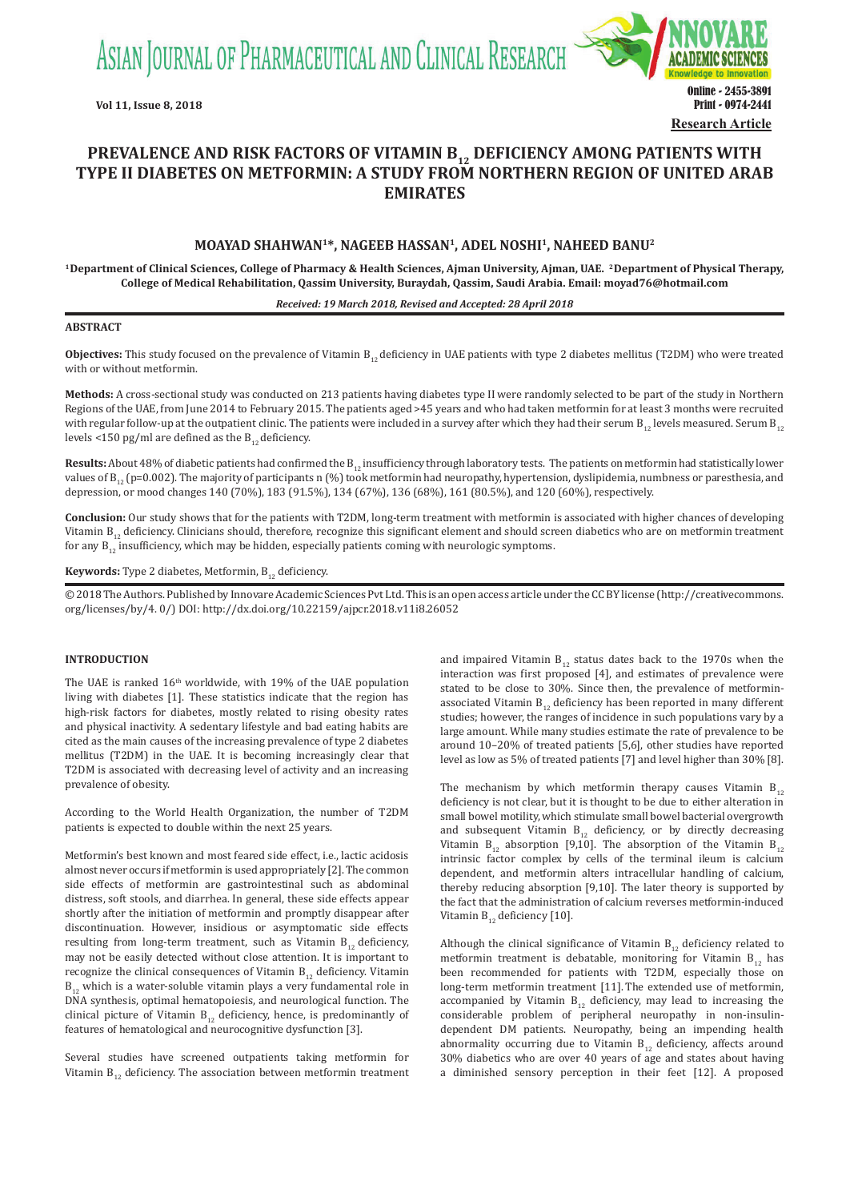# PREVALENCE AND RISK FACTORS OF VITAMIN $B_{12}$ DEFICIENCY AMONG PATIENTS WITH TYPE II DIABETES ON METFORMIN: A STUDY FROM NORTHERN REGION OF UNITED ARAB EMIRATES

**MOAYAD SHAHWAN[1]\*, NAGEEB HASSAN[1], ADEL NOSHI[1], NAHEED BANU[2]**

[1]Department of Clinical Sciences, College of Pharmacy & Health Sciences, Ajman University, Ajman, UAE. [2]Department of Physical Therapy, College of Medical Rehabilitation, Qassim University, Buraydah, Qassim, Saudi Arabia. Email: moyad76@hotmail.com

*Received: 19 March 2018, Revised and Accepted: 28 April 2018*

## ABSTRACT

**Objectives:** This study focused on the prevalence of Vitamin $B_{12}$ deficiency in UAE patients with type 2 diabetes mellitus (T2DM) who were treated with or without metformin.

**Methods:** A cross-sectional study was conducted on 213 patients having diabetes type II were randomly selected to be part of the study in Northern Regions of the UAE, from June 2014 to February 2015. The patients aged >45 years and who had taken metformin for at least 3 months were recruited with regular follow-up at the outpatient clinic. The patients were included in a survey after which they had their serum $B_{12}$ levels measured. Serum $B_{12}$ levels <150 pg/ml are defined as the $B_{12}$ deficiency.

**Results:** About 48% of diabetic patients had confirmed the $B_{12}$ insufficiency through laboratory tests. The patients on metformin had statistically lower values of $B_{12}$ ($p=0.002$). The majority of participants n (%) took metformin had neuropathy, hypertension, dyslipidemia, numbness or paresthesia, and depression, or mood changes 140 (70%), 183 (91.5%), 134 (67%), 136 (68%), 161 (80.5%), and 120 (60%), respectively.

**Conclusion:** Our study shows that for the patients with T2DM, long-term treatment with metformin is associated with higher chances of developing Vitamin $B_{12}$ deficiency. Clinicians should, therefore, recognize this significant element and should screen diabetics who are on metformin treatment for any $B_{12}$ insufficiency, which may be hidden, especially patients coming with neurologic symptoms.

**Keywords:** Type 2 diabetes, Metformin, $B_{12}$ deficiency.

© 2018 The Authors. Published by Innovare Academic Sciences Pvt Ltd. This is an open access article under the CC BY license (http://creativecommons.org/licenses/by/4. 0/) DOI: http://dx.doi.org/10.22159/ajpcr.2018.v11i8.26052

## INTRODUCTION

The UAE is ranked 16th worldwide, with 19% of the UAE population living with diabetes [1]. These statistics indicate that the region has high-risk factors for diabetes, mostly related to rising obesity rates and physical inactivity. A sedentary lifestyle and bad eating habits are cited as the main causes of the increasing prevalence of type 2 diabetes mellitus (T2DM) in the UAE. It is becoming increasingly clear that T2DM is associated with decreasing level of activity and an increasing prevalence of obesity.

According to the World Health Organization, the number of T2DM patients is expected to double within the next 25 years.

Metformin's best known and most feared side effect, i.e., lactic acidosis almost never occurs if metformin is used appropriately [2]. The common side effects of metformin are gastrointestinal such as abdominal distress, soft stools, and diarrhea. In general, these side effects appear shortly after the initiation of metformin and promptly disappear after discontinuation. However, insidious or asymptomatic side effects resulting from long-term treatment, such as Vitamin $B_{12}$ deficiency, may not be easily detected without close attention. It is important to recognize the clinical consequences of Vitamin $B_{12}$ deficiency. Vitamin $B_{12}$ which is a water-soluble vitamin plays a very fundamental role in DNA synthesis, optimal hematopoiesis, and neurological function. The clinical picture of Vitamin $B_{12}$ deficiency, hence, is predominantly of features of hematological and neurocognitive dysfunction [3].

Several studies have screened outpatients taking metformin for Vitamin $B_{12}$ deficiency. The association between metformin treatment and impaired Vitamin $B_{12}$ status dates back to the 1970s when the interaction was first proposed [4], and estimates of prevalence were stated to be close to 30%. Since then, the prevalence of metformin-associated Vitamin $B_{12}$ deficiency has been reported in many different studies; however, the ranges of incidence in such populations vary by a large amount. While many studies estimate the rate of prevalence to be around 10–20% of treated patients [5,6], other studies have reported level as low as 5% of treated patients [7] and level higher than 30% [8].

The mechanism by which metformin therapy causes Vitamin $B_{12}$ deficiency is not clear, but it is thought to be due to either alteration in small bowel motility, which stimulate small bowel bacterial overgrowth and subsequent Vitamin $B_{12}$ deficiency, or by directly decreasing Vitamin $B_{12}$ absorption [9,10]. The absorption of the Vitamin $B_{12}$ intrinsic factor complex by cells of the terminal ileum is calcium dependent, and metformin alters intracellular handling of calcium, thereby reducing absorption [9,10]. The later theory is supported by the fact that the administration of calcium reverses metformin-induced Vitamin $B_{12}$ deficiency [10].

Although the clinical significance of Vitamin $B_{12}$ deficiency related to metformin treatment is debatable, monitoring for Vitamin $B_{12}$ has been recommended for patients with T2DM, especially those on long-term metformin treatment [11]. The extended use of metformin, accompanied by Vitamin $B_{12}$ deficiency, may lead to increasing the considerable problem of peripheral neuropathy in non-insulin-dependent DM patients. Neuropathy, being an impending health abnormality occurring due to Vitamin $B_{12}$ deficiency, affects around 30% diabetics who are over 40 years of age and states about having a diminished sensory perception in their feet [12]. A proposed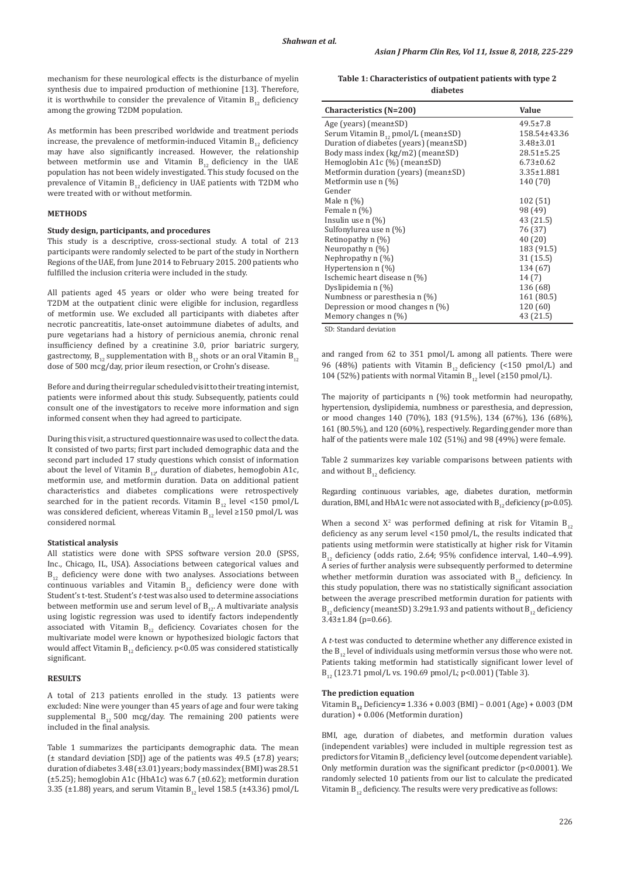mechanism for these neurological effects is the disturbance of myelin synthesis due to impaired production of methionine [13]. Therefore, it is worthwhile to consider the prevalence of Vitamin $B_{12}$ deficiency among the growing T2DM population.

As metformin has been prescribed worldwide and treatment periods increase, the prevalence of metformin-induced Vitamin $B_{12}$ deficiency may have also significantly increased. However, the relationship between metformin use and Vitamin $B_{12}$ deficiency in the UAE population has not been widely investigated. This study focused on the prevalence of Vitamin $B_{12}$ deficiency in UAE patients with T2DM who were treated with or without metformin.

## METHODS

### Study design, participants, and procedures

This study is a descriptive, cross-sectional study. A total of 213 participants were randomly selected to be part of the study in Northern Regions of the UAE, from June 2014 to February 2015. 200 patients who fulfilled the inclusion criteria were included in the study.

All patients aged 45 years or older who were being treated for T2DM at the outpatient clinic were eligible for inclusion, regardless of metformin use. We excluded all participants with diabetes after necrotic pancreatitis, late-onset autoimmune diabetes of adults, and pure vegetarians had a history of pernicious anemia, chronic renal insufficiency defined by a creatinine 3.0, prior bariatric surgery, gastrectomy, $B_{12}$ supplementation with $B_{12}$ shots or an oral Vitamin $B_{12}$ dose of 500 mcg/day, prior ileum resection, or Crohn's disease.

Before and during their regular scheduled visit to their treating internist, patients were informed about this study. Subsequently, patients could consult one of the investigators to receive more information and sign informed consent when they had agreed to participate.

During this visit, a structured questionnaire was used to collect the data. It consisted of two parts; first part included demographic data and the second part included 17 study questions which consist of information about the level of Vitamin $B_{12}$, duration of diabetes, hemoglobin A1c, metformin use, and metformin duration. Data on additional patient characteristics and diabetes complications were retrospectively searched for in the patient records. Vitamin $B_{12}$ level <150 pmol/L was considered deficient, whereas Vitamin $B_{12}$ level ≥150 pmol/L was considered normal.

### Statistical analysis

All statistics were done with SPSS software version 20.0 (SPSS, Inc., Chicago, IL, USA). Associations between categorical values and $B_{12}$ deficiency were done with two analyses. Associations between continuous variables and Vitamin $B_{12}$ deficiency were done with Student's t-test. Student's *t*-test was also used to determine associations between metformin use and serum level of $B_{12}$. A multivariate analysis using logistic regression was used to identify factors independently associated with Vitamin $B_{12}$ deficiency. Covariates chosen for the multivariate model were known or hypothesized biologic factors that would affect Vitamin $B_{12}$ deficiency. $p<0.05$ was considered statistically significant.

## RESULTS

A total of 213 patients enrolled in the study. 13 patients were excluded: Nine were younger than 45 years of age and four were taking supplemental $B_{12}$ 500 mcg/day. The remaining 200 patients were included in the final analysis.

Table 1 summarizes the participants demographic data. The mean (± standard deviation [SD]) age of the patients was 49.5 (±7.8) years; duration of diabetes 3.48 (±3.01) years; body mass index (BMI) was 28.51 (±5.25); hemoglobin A1c (HbA1c) was 6.7 (±0.62); metformin duration 3.35 (±1.88) years, and serum Vitamin $B_{12}$ level 158.5 (±43.36) pmol/L and ranged from 62 to 351 pmol/L among all patients. There were 96 (48%) patients with Vitamin $B_{12}$ deficiency (<150 pmol/L) and 104 (52%) patients with normal Vitamin $B_{12}$ level (≥150 pmol/L).

**Table 1: Characteristics of outpatient patients with type 2 diabetes**

| Characteristics (N=200) | Value |
|---|---|
| Age (years) (mean±SD) | 49.5±7.8 |
| Serum Vitamin $B_{12}$ pmol/L (mean±SD) | 158.54±43.36 |
| Duration of diabetes (years) (mean±SD) | 3.48±3.01 |
| Body mass index (kg/m2) (mean±SD) | 28.51±5.25 |
| Hemoglobin A1c (%) (mean±SD) | 6.73±0.62 |
| Metformin duration (years) (mean±SD) | 3.35±1.881 |
| Metformin use n (%) | 140 (70) |
| Gender | |
| Male n (%) | 102 (51) |
| Female n (%) | 98 (49) |
| Insulin use n (%) | 43 (21.5) |
| Sulfonylurea use n (%) | 76 (37) |
| Retinopathy n (%) | 40 (20) |
| Neuropathy n (%) | 183 (91.5) |
| Nephropathy n (%) | 31 (15.5) |
| Hypertension n (%) | 134 (67) |
| Ischemic heart disease n (%) | 14 (7) |
| Dyslipidemia n (%) | 136 (68) |
| Numbness or paresthesia n (%) | 161 (80.5) |
| Depression or mood changes n (%) | 120 (60) |
| Memory changes n (%) | 43 (21.5) |

SD: Standard deviation

The majority of participants n (%) took metformin had neuropathy, hypertension, dyslipidemia, numbness or paresthesia, and depression, or mood changes 140 (70%), 183 (91.5%), 134 (67%), 136 (68%), 161 (80.5%), and 120 (60%), respectively. Regarding gender more than half of the patients were male 102 (51%) and 98 (49%) were female.

Table 2 summarizes key variable comparisons between patients with and without $B_{12}$ deficiency.

Regarding continuous variables, age, diabetes duration, metformin duration, BMI, and HbA1c were not associated with $B_{12}$ deficiency ($p>0.05$).

When a second $X^2$ was performed defining at risk for Vitamin $B_{12}$ deficiency as any serum level <150 pmol/L, the results indicated that patients using metformin were statistically at higher risk for Vitamin $B_{12}$ deficiency (odds ratio, 2.64; 95% confidence interval, 1.40–4.99). A series of further analysis were subsequently performed to determine whether metformin duration was associated with $B_{12}$ deficiency. In this study population, there was no statistically significant association between the average prescribed metformin duration for patients with $B_{12}$ deficiency (mean±SD) 3.29±1.93 and patients without $B_{12}$ deficiency 3.43±1.84 ($p=0.66$).

A *t*-test was conducted to determine whether any difference existed in the $B_{12}$ level of individuals using metformin versus those who were not. Patients taking metformin had statistically significant lower level of $B_{12}$ (123.71 pmol/L vs. 190.69 pmol/L; $p<0.001$) (Table 3).

### The prediction equation

Vitamin $B_{12}$ Deficiency= 1.336 + 0.003 (BMI) – 0.001 (Age) + 0.003 (DM duration) + 0.006 (Metformin duration)

BMI, age, duration of diabetes, and metformin duration values (independent variables) were included in multiple regression test as predictors for Vitamin $B_{12}$ deficiency level (outcome dependent variable). Only metformin duration was the significant predictor ($p<0.0001$). We randomly selected 10 patients from our list to calculate the predicated Vitamin $B_{12}$ deficiency. The results were very predicative as follows: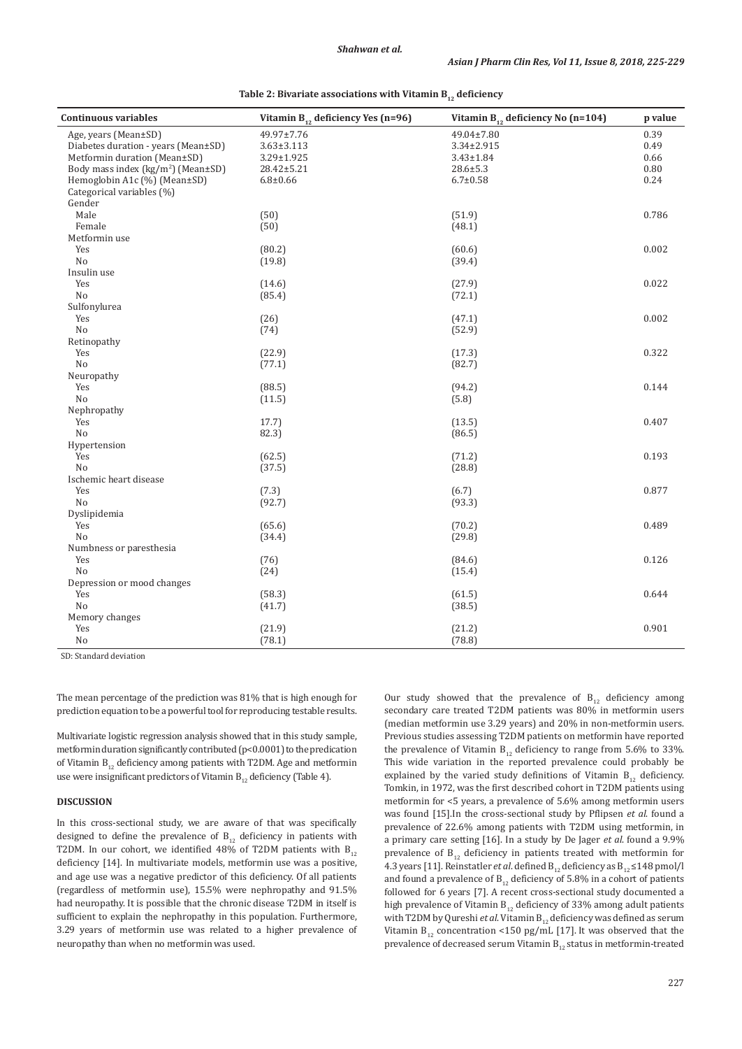**Table 2: Bivariate associations with Vitamin $B_{12}$ deficiency**

| Continuous variables | Vitamin $B_{12}$ deficiency Yes (n=96) | Vitamin $B_{12}$ deficiency No (n=104) | p value |
|---|---|---|---|
| Age, years (Mean±SD) | 49.97±7.76 | 49.04±7.80 | 0.39 |
| Diabetes duration - years (Mean±SD) | 3.63±3.113 | 3.34±2.915 | 0.49 |
| Metformin duration (Mean±SD) | 3.29±1.925 | 3.43±1.84 | 0.66 |
| Body mass index (kg/m$^2$) (Mean±SD) | 28.42±5.21 | 28.6±5.3 | 0.80 |
| Hemoglobin A1c (%) (Mean±SD) | 6.8±0.66 | 6.7±0.58 | 0.24 |
| Categorical variables (%) | | | |
| Gender | | | |
| Male | (50) | (51.9) | 0.786 |
| Female | (50) | (48.1) | |
| Metformin use | | | |
| Yes | (80.2) | (60.6) | 0.002 |
| No | (19.8) | (39.4) | |
| Insulin use | | | |
| Yes | (14.6) | (27.9) | 0.022 |
| No | (85.4) | (72.1) | |
| Sulfonylurea | | | |
| Yes | (26) | (47.1) | 0.002 |
| No | (74) | (52.9) | |
| Retinopathy | | | |
| Yes | (22.9) | (17.3) | 0.322 |
| No | (77.1) | (82.7) | |
| Neuropathy | | | |
| Yes | (88.5) | (94.2) | 0.144 |
| No | (11.5) | (5.8) | |
| Nephropathy | | | |
| Yes | 17.7) | (13.5) | 0.407 |
| No | 82.3) | (86.5) | |
| Hypertension | | | |
| Yes | (62.5) | (71.2) | 0.193 |
| No | (37.5) | (28.8) | |
| Ischemic heart disease | | | |
| Yes | (7.3) | (6.7) | 0.877 |
| No | (92.7) | (93.3) | |
| Dyslipidemia | | | |
| Yes | (65.6) | (70.2) | 0.489 |
| No | (34.4) | (29.8) | |
| Numbness or paresthesia | | | |
| Yes | (76) | (84.6) | 0.126 |
| No | (24) | (15.4) | |
| Depression or mood changes | | | |
| Yes | (58.3) | (61.5) | 0.644 |
| No | (41.7) | (38.5) | |
| Memory changes | | | |
| Yes | (21.9) | (21.2) | 0.901 |
| No | (78.1) | (78.8) | |

SD: Standard deviation

The mean percentage of the prediction was 81% that is high enough for prediction equation to be a powerful tool for reproducing testable results.

Multivariate logistic regression analysis showed that in this study sample, metformin duration significantly contributed ($p<0.0001$) to the predication of Vitamin $B_{12}$ deficiency among patients with T2DM. Age and metformin use were insignificant predictors of Vitamin $B_{12}$ deficiency (Table 4).

## DISCUSSION

In this cross-sectional study, we are aware of that was specifically designed to define the prevalence of $B_{12}$ deficiency in patients with T2DM. In our cohort, we identified 48% of T2DM patients with $B_{12}$ deficiency [14]. In multivariate models, metformin use was a positive, and age use was a negative predictor of this deficiency. Of all patients (regardless of metformin use), 15.5% were nephropathy and 91.5% had neuropathy. It is possible that the chronic disease T2DM in itself is sufficient to explain the nephropathy in this population. Furthermore, 3.29 years of metformin use was related to a higher prevalence of neuropathy than when no metformin was used.

Our study showed that the prevalence of $B_{12}$ deficiency among secondary care treated T2DM patients was 80% in metformin users (median metformin use 3.29 years) and 20% in non-metformin users. Previous studies assessing T2DM patients on metformin have reported the prevalence of Vitamin $B_{12}$ deficiency to range from 5.6% to 33%. This wide variation in the reported prevalence could probably be explained by the varied study definitions of Vitamin $B_{12}$ deficiency. Tomkin, in 1972, was the first described cohort in T2DM patients using metformin for <5 years, a prevalence of 5.6% among metformin users was found [15].In the cross-sectional study by Pflipsen *et al.* found a prevalence of 22.6% among patients with T2DM using metformin, in a primary care setting [16]. In a study by De Jager *et al.* found a 9.9% prevalence of $B_{12}$ deficiency in patients treated with metformin for 4.3 years [11]. Reinstatler *et al.* defined $B_{12}$ deficiency as $B_{12}$ ≤148 pmol/l and found a prevalence of $B_{12}$ deficiency of 5.8% in a cohort of patients followed for 6 years [7]. A recent cross-sectional study documented a high prevalence of Vitamin $B_{12}$ deficiency of 33% among adult patients with T2DM by Qureshi *et al.* Vitamin $B_{12}$ deficiency was defined as serum Vitamin $B_{12}$ concentration <150 pg/mL [17]. It was observed that the prevalence of decreased serum Vitamin $B_{12}$ status in metformin-treated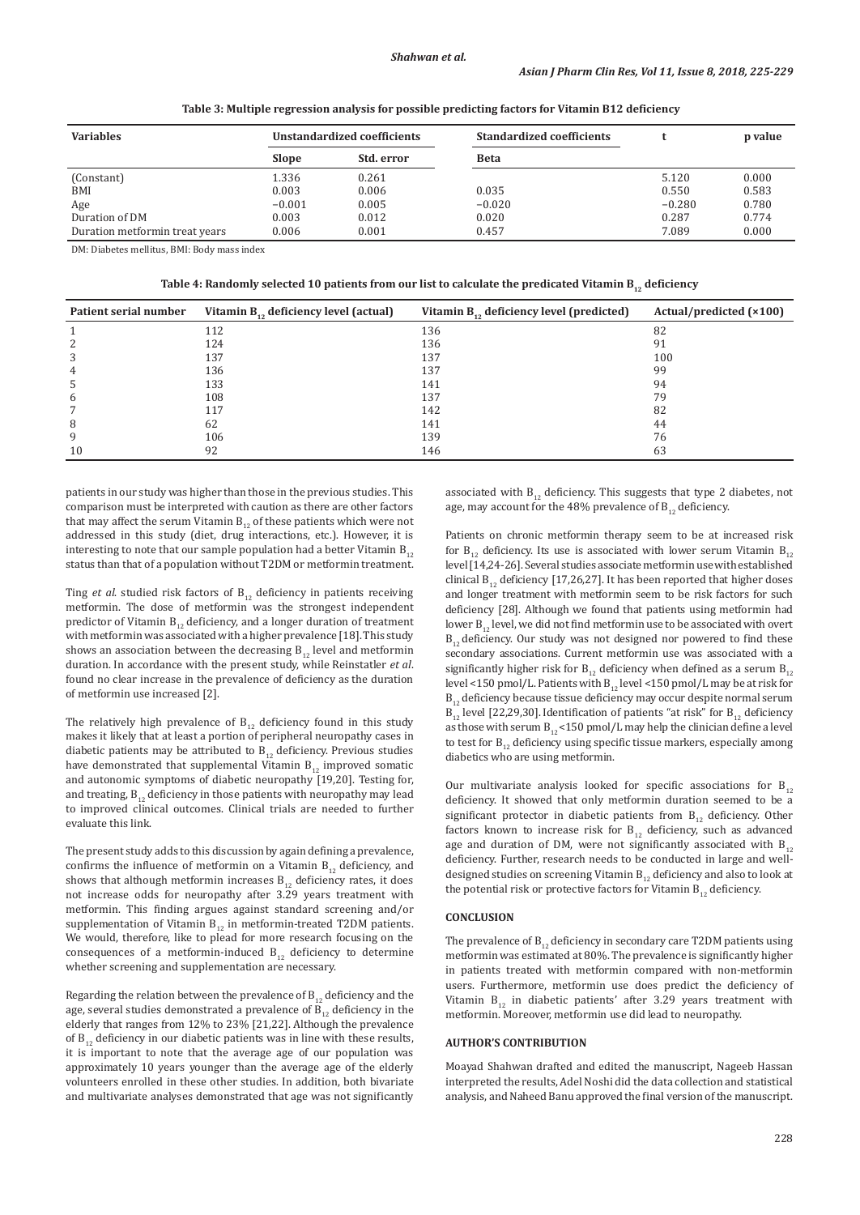**Table 3: Multiple regression analysis for possible predicting factors for Vitamin B12 deficiency**

| Variables | Unstandardized coefficients | | Standardized coefficients | t | p value |
|---|---|---|---|---|---|
| | Slope | Std. error | Beta | | |
| (Constant) | 1.336 | 0.261 | | 5.120 | 0.000 |
| BMI | 0.003 | 0.006 | 0.035 | 0.550 | 0.583 |
| Age | −0.001 | 0.005 | −0.020 | −0.280 | 0.780 |
| Duration of DM | 0.003 | 0.012 | 0.020 | 0.287 | 0.774 |
| Duration metformin treat years | 0.006 | 0.001 | 0.457 | 7.089 | 0.000 |

DM: Diabetes mellitus, BMI: Body mass index

**Table 4: Randomly selected 10 patients from our list to calculate the predicated Vitamin $B_{12}$ deficiency**

| Patient serial number | Vitamin $B_{12}$ deficiency level (actual) | Vitamin $B_{12}$ deficiency level (predicted) | Actual/predicted (×100) |
|---|---|---|---|
| 1 | 112 | 136 | 82 |
| 2 | 124 | 136 | 91 |
| 3 | 137 | 137 | 100 |
| 4 | 136 | 137 | 99 |
| 5 | 133 | 141 | 94 |
| 6 | 108 | 137 | 79 |
| 7 | 117 | 142 | 82 |
| 8 | 62 | 141 | 44 |
| 9 | 106 | 139 | 76 |
| 10 | 92 | 146 | 63 |

patients in our study was higher than those in the previous studies. This comparison must be interpreted with caution as there are other factors that may affect the serum Vitamin $B_{12}$ of these patients which were not addressed in this study (diet, drug interactions, etc.). However, it is interesting to note that our sample population had a better Vitamin $B_{12}$ status than that of a population without T2DM or metformin treatment.

Ting *et al*. studied risk factors of $B_{12}$ deficiency in patients receiving metformin. The dose of metformin was the strongest independent predictor of Vitamin $B_{12}$ deficiency, and a longer duration of treatment with metformin was associated with a higher prevalence [18]. This study shows an association between the decreasing $B_{12}$ level and metformin duration. In accordance with the present study, while Reinstatler *et al*. found no clear increase in the prevalence of deficiency as the duration of metformin use increased [2].

The relatively high prevalence of $B_{12}$ deficiency found in this study makes it likely that at least a portion of peripheral neuropathy cases in diabetic patients may be attributed to $B_{12}$ deficiency. Previous studies have demonstrated that supplemental Vitamin $B_{12}$ improved somatic and autonomic symptoms of diabetic neuropathy [19,20]. Testing for, and treating, $B_{12}$ deficiency in those patients with neuropathy may lead to improved clinical outcomes. Clinical trials are needed to further evaluate this link.

The present study adds to this discussion by again defining a prevalence, confirms the influence of metformin on a Vitamin $B_{12}$ deficiency, and shows that although metformin increases $B_{12}$ deficiency rates, it does not increase odds for neuropathy after 3.29 years treatment with metformin. This finding argues against standard screening and/or supplementation of Vitamin $B_{12}$ in metformin-treated T2DM patients. We would, therefore, like to plead for more research focusing on the consequences of a metformin-induced $B_{12}$ deficiency to determine whether screening and supplementation are necessary.

Regarding the relation between the prevalence of $B_{12}$ deficiency and the age, several studies demonstrated a prevalence of $B_{12}$ deficiency in the elderly that ranges from 12% to 23% [21,22]. Although the prevalence of $B_{12}$ deficiency in our diabetic patients was in line with these results, it is important to note that the average age of our population was approximately 10 years younger than the average age of the elderly volunteers enrolled in these other studies. In addition, both bivariate and multivariate analyses demonstrated that age was not significantly associated with $B_{12}$ deficiency. This suggests that type 2 diabetes, not age, may account for the 48% prevalence of $B_{12}$ deficiency.

Patients on chronic metformin therapy seem to be at increased risk for $B_{12}$ deficiency. Its use is associated with lower serum Vitamin $B_{12}$ level [14,24-26]. Several studies associate metformin use with established clinical $B_{12}$ deficiency [17,26,27]. It has been reported that higher doses and longer treatment with metformin seem to be risk factors for such deficiency [28]. Although we found that patients using metformin had lower $B_{12}$ level, we did not find metformin use to be associated with overt $B_{12}$ deficiency. Our study was not designed nor powered to find these secondary associations. Current metformin use was associated with a significantly higher risk for $B_{12}$ deficiency when defined as a serum $B_{12}$ level <150 pmol/L. Patients with $B_{12}$ level <150 pmol/L may be at risk for $B_{12}$ deficiency because tissue deficiency may occur despite normal serum $B_{12}$ level [22,29,30]. Identification of patients "at risk" for $B_{12}$ deficiency as those with serum $B_{12}$ <150 pmol/L may help the clinician define a level to test for $B_{12}$ deficiency using specific tissue markers, especially among diabetics who are using metformin.

Our multivariate analysis looked for specific associations for $B_{12}$ deficiency. It showed that only metformin duration seemed to be a significant protector in diabetic patients from $B_{12}$ deficiency. Other factors known to increase risk for $B_{12}$ deficiency, such as advanced age and duration of DM, were not significantly associated with $B_{12}$ deficiency. Further, research needs to be conducted in large and well-designed studies on screening Vitamin $B_{12}$ deficiency and also to look at the potential risk or protective factors for Vitamin $B_{12}$ deficiency.

## CONCLUSION

The prevalence of $B_{12}$ deficiency in secondary care T2DM patients using metformin was estimated at 80%. The prevalence is significantly higher in patients treated with metformin compared with non-metformin users. Furthermore, metformin use does predict the deficiency of Vitamin $B_{12}$ in diabetic patients' after 3.29 years treatment with metformin. Moreover, metformin use did lead to neuropathy.

## AUTHOR'S CONTRIBUTION

Moayad Shahwan drafted and edited the manuscript, Nageeb Hassan interpreted the results, Adel Noshi did the data collection and statistical analysis, and Naheed Banu approved the final version of the manuscript.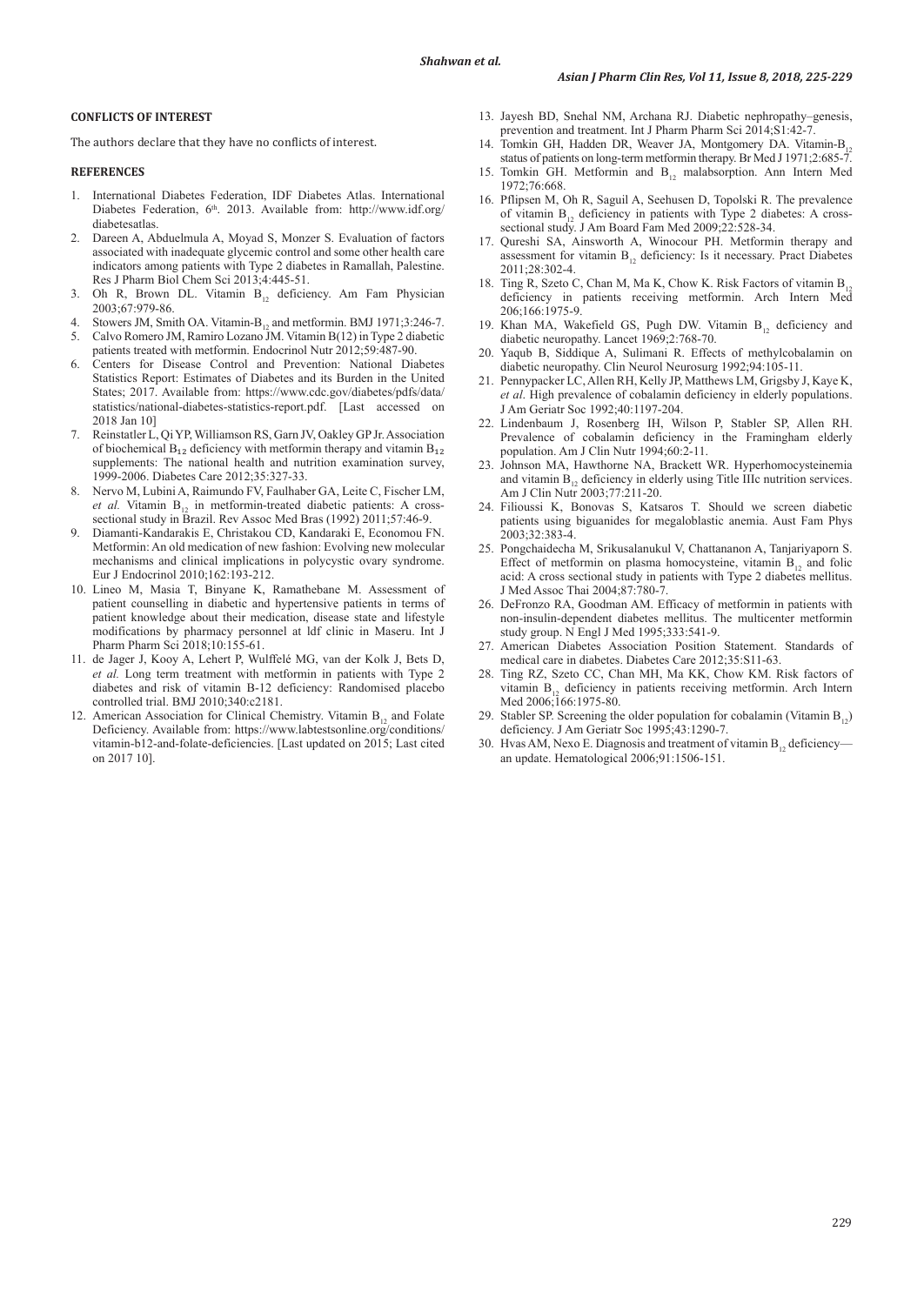### CONFLICTS OF INTEREST

The authors declare that they have no conflicts of interest.

### REFERENCES

1. International Diabetes Federation, IDF Diabetes Atlas. International Diabetes Federation, 6th. 2013. Available from: http://www.idf.org/diabetesatlas.
2. Dareen A, Abduelmula A, Moyad S, Monzer S. Evaluation of factors associated with inadequate glycemic control and some other health care indicators among patients with Type 2 diabetes in Ramallah, Palestine. Res J Pharm Biol Chem Sci 2013;4:445-51.
3. Oh R, Brown DL. Vitamin $B_{12}$ deficiency. Am Fam Physician 2003;67:979-86.
4. Stowers JM, Smith OA. Vitamin-$B_{12}$ and metformin. BMJ 1971;3:246-7.
5. Calvo Romero JM, Ramiro Lozano JM. Vitamin B(12) in Type 2 diabetic patients treated with metformin. Endocrinol Nutr 2012;59:487-90.
6. Centers for Disease Control and Prevention: National Diabetes Statistics Report: Estimates of Diabetes and its Burden in the United States; 2017. Available from: https://www.cdc.gov/diabetes/pdfs/data/statistics/national-diabetes-statistics-report.pdf. [Last accessed on 2018 Jan 10]
7. Reinstatler L, Qi YP, Williamson RS, Garn JV, Oakley GP Jr. Association of biochemical $B_{12}$ deficiency with metformin therapy and vitamin $B_{12}$ supplements: The national health and nutrition examination survey, 1999-2006. Diabetes Care 2012;35:327-33.
8. Nervo M, Lubini A, Raimundo FV, Faulhaber GA, Leite C, Fischer LM, *et al.* Vitamin $B_{12}$ in metformin-treated diabetic patients: A cross-sectional study in Brazil. Rev Assoc Med Bras (1992) 2011;57:46-9.
9. Diamanti-Kandarakis E, Christakou CD, Kandaraki E, Economou FN. Metformin: An old medication of new fashion: Evolving new molecular mechanisms and clinical implications in polycystic ovary syndrome. Eur J Endocrinol 2010;162:193-212.
10. Lineo M, Masia T, Binyane K, Ramathebane M. Assessment of patient counselling in diabetic and hypertensive patients in terms of patient knowledge about their medication, disease state and lifestyle modifications by pharmacy personnel at ldf clinic in Maseru. Int J Pharm Pharm Sci 2018;10:155-61.
11. de Jager J, Kooy A, Lehert P, Wulffelé MG, van der Kolk J, Bets D, *et al.* Long term treatment with metformin in patients with Type 2 diabetes and risk of vitamin B-12 deficiency: Randomised placebo controlled trial. BMJ 2010;340:c2181.
12. American Association for Clinical Chemistry. Vitamin $B_{12}$ and Folate Deficiency. Available from: https://www.labtestsonline.org/conditions/vitamin-b12-and-folate-deficiencies. [Last updated on 2015; Last cited on 2017 10].
13. Jayesh BD, Snehal NM, Archana RJ. Diabetic nephropathy–genesis, prevention and treatment. Int J Pharm Pharm Sci 2014;S1:42-7.
14. Tomkin GH, Hadden DR, Weaver JA, Montgomery DA. Vitamin-$B_{12}$ status of patients on long-term metformin therapy. Br Med J 1971;2:685-7.
15. Tomkin GH. Metformin and $B_{12}$ malabsorption. Ann Intern Med 1972;76:668.
16. Pflipsen M, Oh R, Saguil A, Seehusen D, Topolski R. The prevalence of vitamin $B_{12}$ deficiency in patients with Type 2 diabetes: A cross-sectional study. J Am Board Fam Med 2009;22:528-34.
17. Qureshi SA, Ainsworth A, Winocour PH. Metformin therapy and assessment for vitamin $B_{12}$ deficiency: Is it necessary. Pract Diabetes 2011;28:302-4.
18. Ting R, Szeto C, Chan M, Ma K, Chow K. Risk Factors of vitamin $B_{12}$ deficiency in patients receiving metformin. Arch Intern Med 206;166:1975-9.
19. Khan MA, Wakefield GS, Pugh DW. Vitamin $B_{12}$ deficiency and diabetic neuropathy. Lancet 1969;2:768-70.
20. Yaqub B, Siddique A, Sulimani R. Effects of methylcobalamin on diabetic neuropathy. Clin Neurol Neurosurg 1992;94:105-11.
21. Pennypacker LC, Allen RH, Kelly JP, Matthews LM, Grigsby J, Kaye K, *et al*. High prevalence of cobalamin deficiency in elderly populations. J Am Geriatr Soc 1992;40:1197-204.
22. Lindenbaum J, Rosenberg IH, Wilson P, Stabler SP, Allen RH. Prevalence of cobalamin deficiency in the Framingham elderly population. Am J Clin Nutr 1994;60:2-11.
23. Johnson MA, Hawthorne NA, Brackett WR. Hyperhomocysteinemia and vitamin $B_{12}$ deficiency in elderly using Title IIIc nutrition services. Am J Clin Nutr 2003;77:211-20.
24. Filioussi K, Bonovas S, Katsaros T. Should we screen diabetic patients using biguanides for megaloblastic anemia. Aust Fam Phys 2003;32:383-4.
25. Pongchaidecha M, Srikusalanukul V, Chattananon A, Tanjariyaporn S. Effect of metformin on plasma homocysteine, vitamin $B_{12}$ and folic acid: A cross sectional study in patients with Type 2 diabetes mellitus. J Med Assoc Thai 2004;87:780-7.
26. DeFronzo RA, Goodman AM. Efficacy of metformin in patients with non-insulin-dependent diabetes mellitus. The multicenter metformin study group. N Engl J Med 1995;333:541-9.
27. American Diabetes Association Position Statement. Standards of medical care in diabetes. Diabetes Care 2012;35:S11-63.
28. Ting RZ, Szeto CC, Chan MH, Ma KK, Chow KM. Risk factors of vitamin $B_{12}$ deficiency in patients receiving metformin. Arch Intern Med 2006;166:1975-80.
29. Stabler SP. Screening the older population for cobalamin (Vitamin $B_{12}$) deficiency. J Am Geriatr Soc 1995;43:1290-7.
30. Hvas AM, Nexo E. Diagnosis and treatment of vitamin $B_{12}$ deficiency—an update. Hematological 2006;91:1506-151.